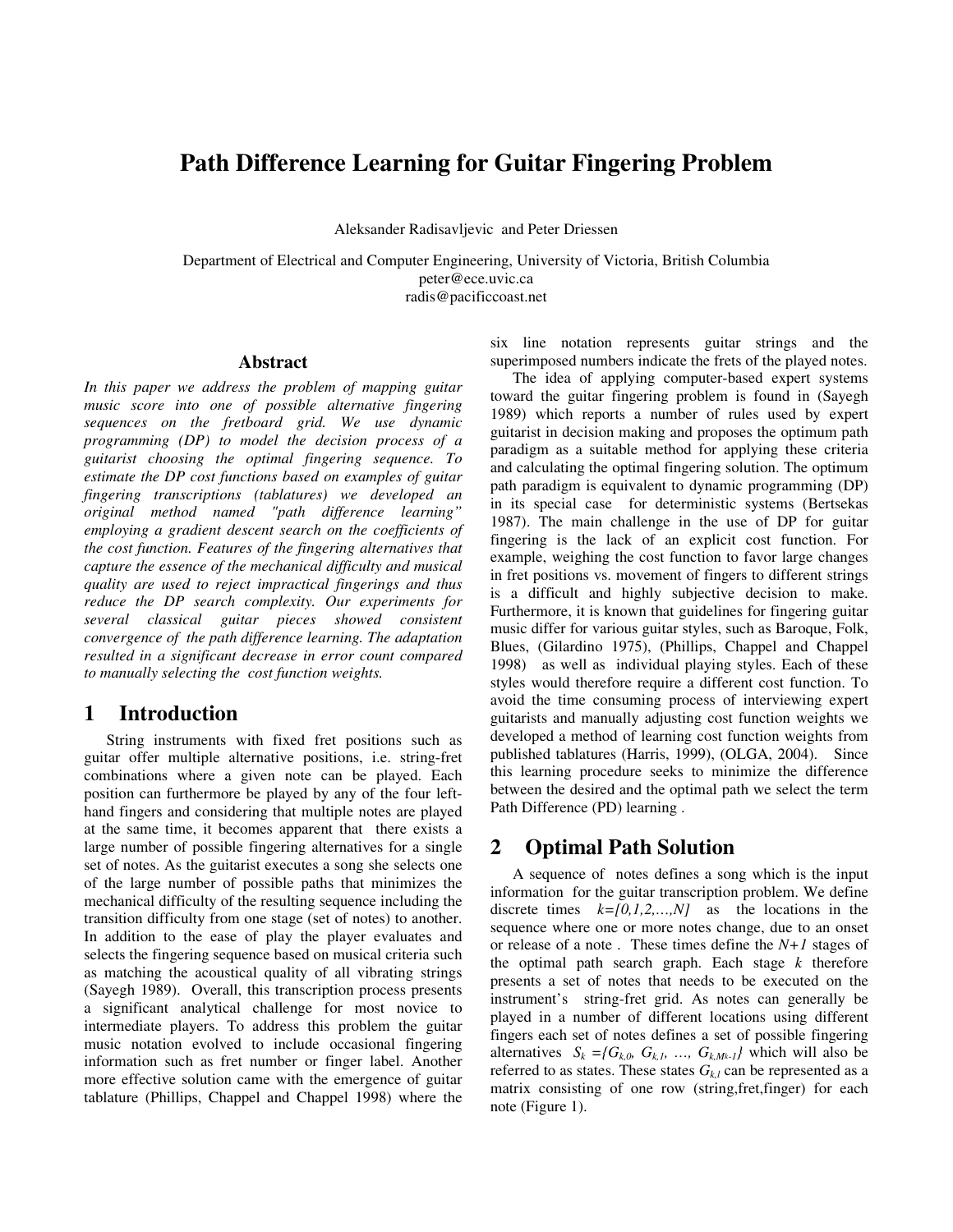# Path Difference Learning for Guitar Fingering Problem

Aleksander Radisavljevic and Peter Driessen

Department of Electrical and Computer Engineering, University of Victoria, British Columbia
peter@ece.uvic.ca
radis@pacificcoast.net

### Abstract

*In this paper we address the problem of mapping guitar music score into one of possible alternative fingering sequences on the fretboard grid. We use dynamic programming (DP) to model the decision process of a guitarist choosing the optimal fingering sequence. To estimate the DP cost functions based on examples of guitar fingering transcriptions (tablatures) we developed an original method named "path difference learning" employing a gradient descent search on the coefficients of the cost function. Features of the fingering alternatives that capture the essence of the mechanical difficulty and musical quality are used to reject impractical fingerings and thus reduce the DP search complexity. Our experiments for several classical guitar pieces showed consistent convergence of the path difference learning. The adaptation resulted in a significant decrease in error count compared to manually selecting the cost function weights.*

## 1 Introduction

String instruments with fixed fret positions such as guitar offer multiple alternative positions, i.e. string-fret combinations where a given note can be played. Each position can furthermore be played by any of the four left-hand fingers and considering that multiple notes are played at the same time, it becomes apparent that there exists a large number of possible fingering alternatives for a single set of notes. As the guitarist executes a song she selects one of the large number of possible paths that minimizes the mechanical difficulty of the resulting sequence including the transition difficulty from one stage (set of notes) to another. In addition to the ease of play the player evaluates and selects the fingering sequence based on musical criteria such as matching the acoustical quality of all vibrating strings (Sayegh 1989). Overall, this transcription process presents a significant analytical challenge for most novice to intermediate players. To address this problem the guitar music notation evolved to include occasional fingering information such as fret number or finger label. Another more effective solution came with the emergence of guitar tablature (Phillips, Chappel and Chappel 1998) where the six line notation represents guitar strings and the superimposed numbers indicate the frets of the played notes.

The idea of applying computer-based expert systems toward the guitar fingering problem is found in (Sayegh 1989) which reports a number of rules used by expert guitarist in decision making and proposes the optimum path paradigm as a suitable method for applying these criteria and calculating the optimal fingering solution. The optimum path paradigm is equivalent to dynamic programming (DP) in its special case for deterministic systems (Bertsekas 1987). The main challenge in the use of DP for guitar fingering is the lack of an explicit cost function. For example, weighing the cost function to favor large changes in fret positions vs. movement of fingers to different strings is a difficult and highly subjective decision to make. Furthermore, it is known that guidelines for fingering guitar music differ for various guitar styles, such as Baroque, Folk, Blues, (Gilardino 1975), (Phillips, Chappel and Chappel 1998) as well as individual playing styles. Each of these styles would therefore require a different cost function. To avoid the time consuming process of interviewing expert guitarists and manually adjusting cost function weights we developed a method of learning cost function weights from published tablatures (Harris, 1999), (OLGA, 2004). Since this learning procedure seeks to minimize the difference between the desired and the optimal path we select the term Path Difference (PD) learning .

## 2 Optimal Path Solution

A sequence of notes defines a song which is the input information for the guitar transcription problem. We define discrete times $k=[0,1,2,\ldots,N]$ as the locations in the sequence where one or more notes change, due to an onset or release of a note . These times define the $N+1$ stages of the optimal path search graph. Each stage $k$ therefore presents a set of notes that needs to be executed on the instrument's string-fret grid. As notes can generally be played in a number of different locations using different fingers each set of notes defines a set of possible fingering alternatives $S_k = \{G_{k,0}, G_{k,1}, \ldots, G_{k,M_{k}-1}\}$ which will also be referred to as states. These states $G_{k,l}$ can be represented as a matrix consisting of one row (string,fret,finger) for each note (Figure 1).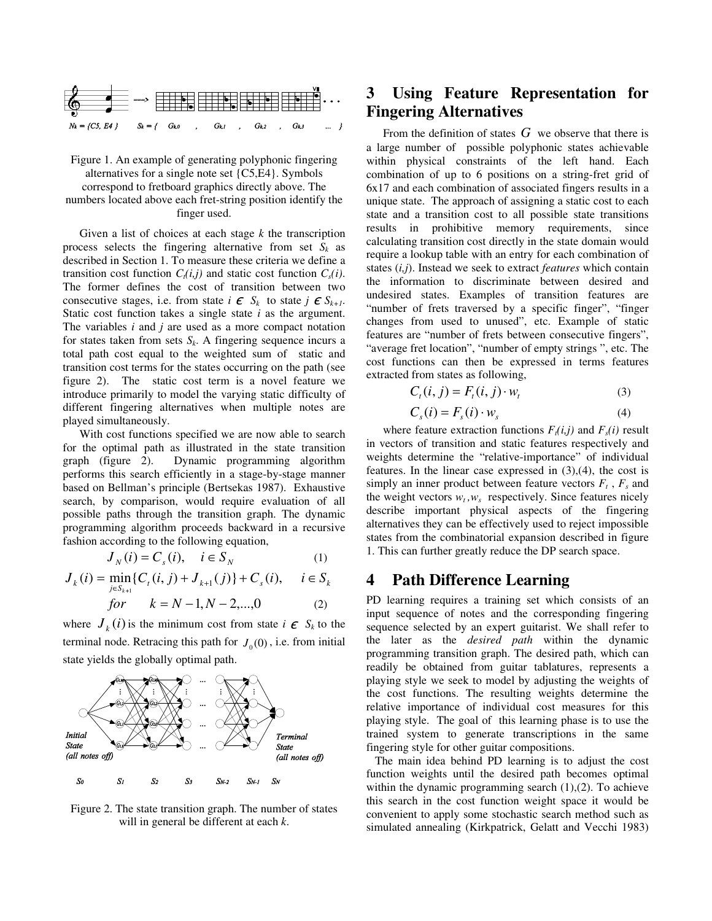$N_k = \{C5, E4\}$ $S_k = \{ G_{k0}, G_{k1}, G_{k2}, G_{k3} ... \}$

Figure 1. An example of generating polyphonic fingering alternatives for a single note set {C5,E4}. Symbols correspond to fretboard graphics directly above. The numbers located above each fret-string position identify the finger used.

Given a list of choices at each stage $k$ the transcription process selects the fingering alternative from set $S_k$ as described in Section 1. To measure these criteria we define a transition cost function $C_t(i,j)$ and static cost function $C_s(i)$. The former defines the cost of transition between two consecutive stages, i.e. from state $i \in S_k$ to state $j \in S_{k+1}$. Static cost function takes a single state $i$ as the argument. The variables $i$ and $j$ are used as a more compact notation for states taken from sets $S_k$. A fingering sequence incurs a total path cost equal to the weighted sum of static and transition cost terms for the states occurring on the path (see figure 2). The static cost term is a novel feature we introduce primarily to model the varying static difficulty of different fingering alternatives when multiple notes are played simultaneously.

With cost functions specified we are now able to search for the optimal path as illustrated in the state transition graph (figure 2). Dynamic programming algorithm performs this search efficiently in a stage-by-stage manner based on Bellman's principle (Bertsekas 1987). Exhaustive search, by comparison, would require evaluation of all possible paths through the transition graph. The dynamic programming algorithm proceeds backward in a recursive fashion according to the following equation,

$$J_N(i) = C_s(i), \quad i \in S_N \tag{1}$$

$$J_k(i) = \min_{j \in S_{k+1}} \{C_t(i,j) + J_{k+1}(j)\} + C_s(i), \quad i \in S_k$$
$$for \quad k = N-1, N-2, ..., 0 \tag{2}$$

where $J_k(i)$ is the minimum cost from state $i \in S_k$ to the terminal node. Retracing this path for $J_0(0)$, i.e. from initial state yields the globally optimal path.

Initial State (all notes off) — Terminal State (all notes off)

$S_0$ $S_1$ $S_2$ $S_3$ $S_{N-2}$ $S_{N-1}$ $S_N$

Figure 2. The state transition graph. The number of states will in general be different at each $k$.

## 3 Using Feature Representation for Fingering Alternatives

From the definition of states $G$ we observe that there is a large number of possible polyphonic states achievable within physical constraints of the left hand. Each combination of up to 6 positions on a string-fret grid of 6x17 and each combination of associated fingers results in a unique state. The approach of assigning a static cost to each state and a transition cost to all possible state transitions results in prohibitive memory requirements, since calculating transition cost directly in the state domain would require a lookup table with an entry for each combination of states $(i,j)$. Instead we seek to extract *features* which contain the information to discriminate between desired and undesired states. Examples of transition features are "number of frets traversed by a specific finger", "finger changes from used to unused", etc. Example of static features are "number of frets between consecutive fingers", "average fret location", "number of empty strings ", etc. The cost functions can then be expressed in terms features extracted from states as following,

$$C_t(i,j) = F_t(i,j) \cdot w_t \tag{3}$$

$$C_s(i) = F_s(i) \cdot w_s \tag{4}$$

where feature extraction functions $F_t(i,j)$ and $F_s(i)$ result in vectors of transition and static features respectively and weights determine the "relative-importance" of individual features. In the linear case expressed in (3),(4), the cost is simply an inner prohibitive between feature vectors $F_t$, $F_s$ and the weight vectors $w_t, w_s$ respectively. Since features nicely describe important physical aspects of the fingering alternatives they can be effectively used to reject impossible states from the combinatorial expansion described in figure 1. This can further greatly reduce the DP search space.

## 4 Path Difference Learning

PD learning requires a training set which consists of an input sequence of notes and the corresponding fingering sequence selected by an expert guitarist. We shall refer to the later as the *desired path* within the dynamic programming transition graph. The desired path, which can readily be obtained from guitar tablatures, represents a playing style we seek to model by adjusting the weights of the cost functions. The resulting weights determine the relative importance of individual cost measures for this playing style. The goal of this learning phase is to use the trained system to generate transcriptions in the same fingering style for other guitar compositions.

The main idea behind PD learning is to adjust the cost function weights until the desired path becomes optimal within the dynamic programming search (1),(2). To achieve this search in the cost function weight space it would be convenient to apply some stochastic search method such as simulated annealing (Kirkpatrick, Gelatt and Vecchi 1983)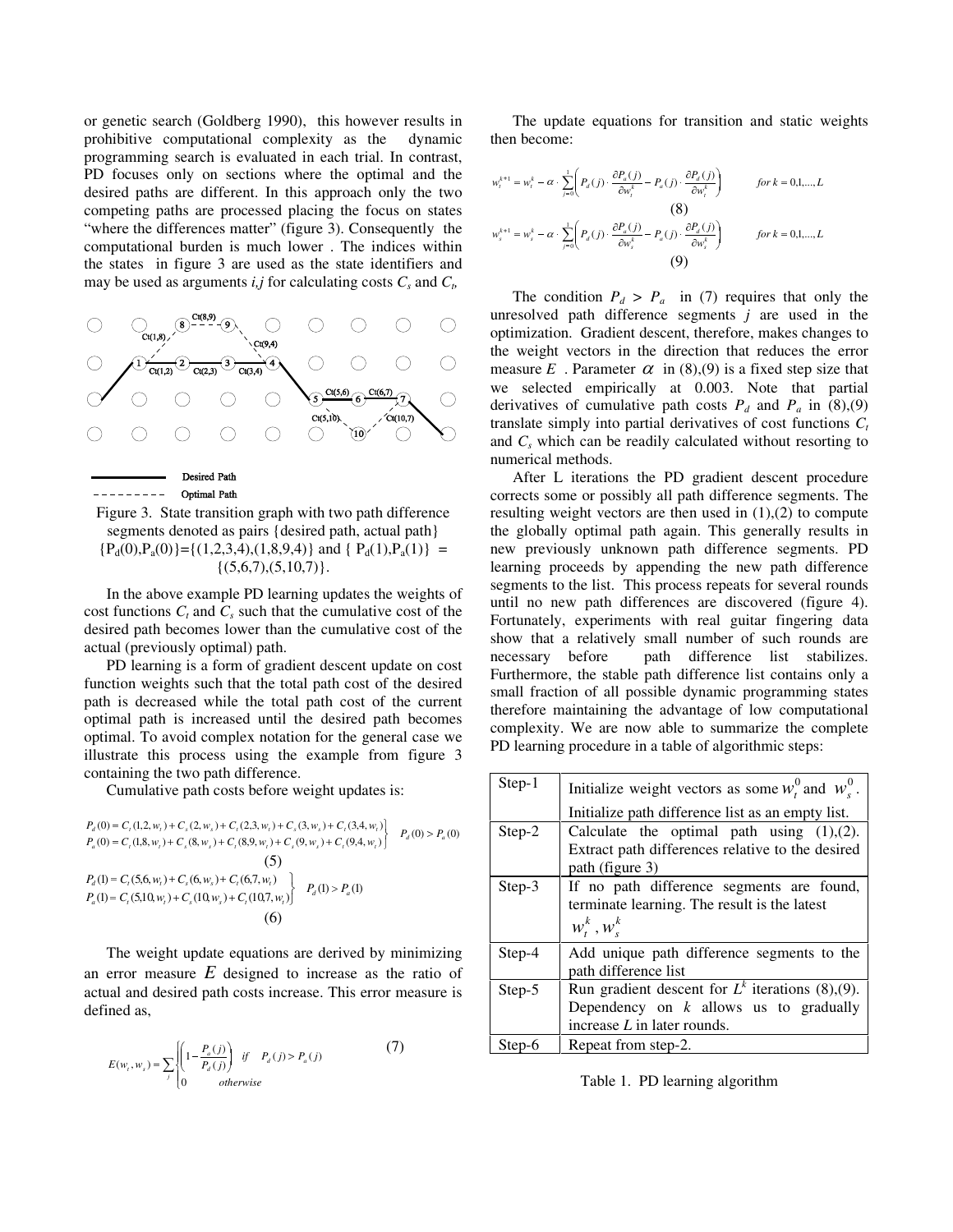or genetic search (Goldberg 1990), this however results in prohibitive computational complexity as the dynamic programming search is evaluated in each trial. In contrast, PD focuses only on sections where the optimal and the desired paths are different. In this approach only the two competing paths are processed placing the focus on states "where the differences matter" (figure 3). Consequently the computational burden is much lower . The indices within the states in figure 3 are used as the state identifiers and may be used as arguments *i,j* for calculating costs $C_s$ and $C_t$.

Figure 3. State transition graph with two path difference segments denoted as pairs {desired path, actual path} $\{P_d(0),P_a(0)\}=\{(1,2,3,4),(1,8,9,4)\}$ and $\{P_d(1),P_a(1)\} = \{(5,6,7),(5,10,7)\}$.

In the above example PD learning updates the weights of cost functions $C_t$ and $C_s$ such that the cumulative cost of the desired path becomes lower than the cumulative cost of the actual (previously optimal) path.

PD learning is a form of gradient descent update on cost function weights such that the total path cost of the desired path is decreased while the total path cost of the current optimal path is increased until the desired path becomes optimal. To avoid complex notation for the general case we illustrate this process using the example from figure 3 containing the two path difference.

Cumulative path costs before weight updates is:

$$\left.\begin{aligned} P_d(0) &= C_t(1,2,w_t) + C_s(2,w_s) + C_t(2,3,w_t) + C_s(3,w_s) + C_t(3,4,w_t) \\ P_a(0) &= C_t(1,8,w_t) + C_s(8,w_s) + C_t(8,9,w_t) + C_s(9,w_s) + C_t(9,4,w_t) \end{aligned}\right\} \quad P_d(0) > P_a(0) \tag{5}$$

$$\left.\begin{aligned} P_d(1) &= C_t(5,6,w_t) + C_s(6,w_s) + C_t(6,7,w_t) \\ P_a(1) &= C_t(5,10,w_t) + C_s(10,w_s) + C_t(10,7,w_t) \end{aligned}\right\} \quad P_d(1) > P_a(1) \tag{6}$$

The weight update equations are derived by minimizing an error measure $E$ designed to increase as the ratio of actual and desired path costs increase. This error measure is defined as,

$$E(w_t, w_s) = \sum_j \begin{cases} \left(1 - \dfrac{P_a(j)}{P_d(j)}\right) & if \quad P_d(j) > P_a(j) \\ 0 & otherwise \end{cases} \tag{7}$$

The update equations for transition and static weights then become:

$$w_t^{k+1} = w_t^k - \alpha \cdot \sum_{j=0}^{1} \left( P_d(j) \cdot \frac{\partial P_a(j)}{\partial w_t^k} - P_a(j) \cdot \frac{\partial P_d(j)}{\partial w_t^k} \right) \qquad for\ k = 0,1,...,L \tag{8}$$

$$w_s^{k+1} = w_s^k - \alpha \cdot \sum_{j=0}^{1} \left( P_d(j) \cdot \frac{\partial P_a(j)}{\partial w_s^k} - P_a(j) \cdot \frac{\partial P_d(j)}{\partial w_s^k} \right) \qquad for\ k = 0,1,...,L \tag{9}$$

The condition $P_d > P_a$ in (7) requires that only the unresolved path difference segments $j$ are used in the optimization. Gradient descent, therefore, makes changes to the weight vectors in the direction that reduces the error measure $E$ . Parameter $\alpha$ in (8),(9) is a fixed step size that we selected empirically at 0.003. Note that partial derivatives of cumulative path costs $P_d$ and $P_a$ in (8),(9) translate simply into partial derivatives of cost functions $C_t$ and $C_s$ which can be readily calculated without resorting to numerical methods.

After L iterations the PD gradient descent procedure corrects some or possibly all path difference segments. The resulting weight vectors are then used in (1),(2) to compute the globally optimal path again. This generally results in new previously unknown path difference segments. PD learning proceeds by appending the new path difference segments to the list. This process repeats for several rounds until no new path differences are discovered (figure 4). Fortunately, experiments with real guitar fingering data show that a relatively small number of such rounds are necessary before path difference list stabilizes. Furthermore, the stable path difference list contains only a small fraction of all possible dynamic programming states therefore maintaining the advantage of low computational complexity. We are now able to summarize the complete PD learning procedure in a table of algorithmic steps:

| | |
|---|---|
| Step-1 | Initialize weight vectors as some $w_t^0$ and $w_s^0$. Initialize path difference list as an empty list. |
| Step-2 | Calculate the optimal path using (1),(2). Extract path differences relative to the desired path (figure 3) |
| Step-3 | If no path difference segments are found, terminate learning. The result is the latest $w_t^k, w_s^k$ |
| Step-4 | Add unique path difference segments to the path difference list |
| Step-5 | Run gradient descent for $L^k$ iterations (8),(9). Dependency on $k$ allows us to gradually increase $L$ in later rounds. |
| Step-6 | Repeat from step-2. |

Table 1. PD learning algorithm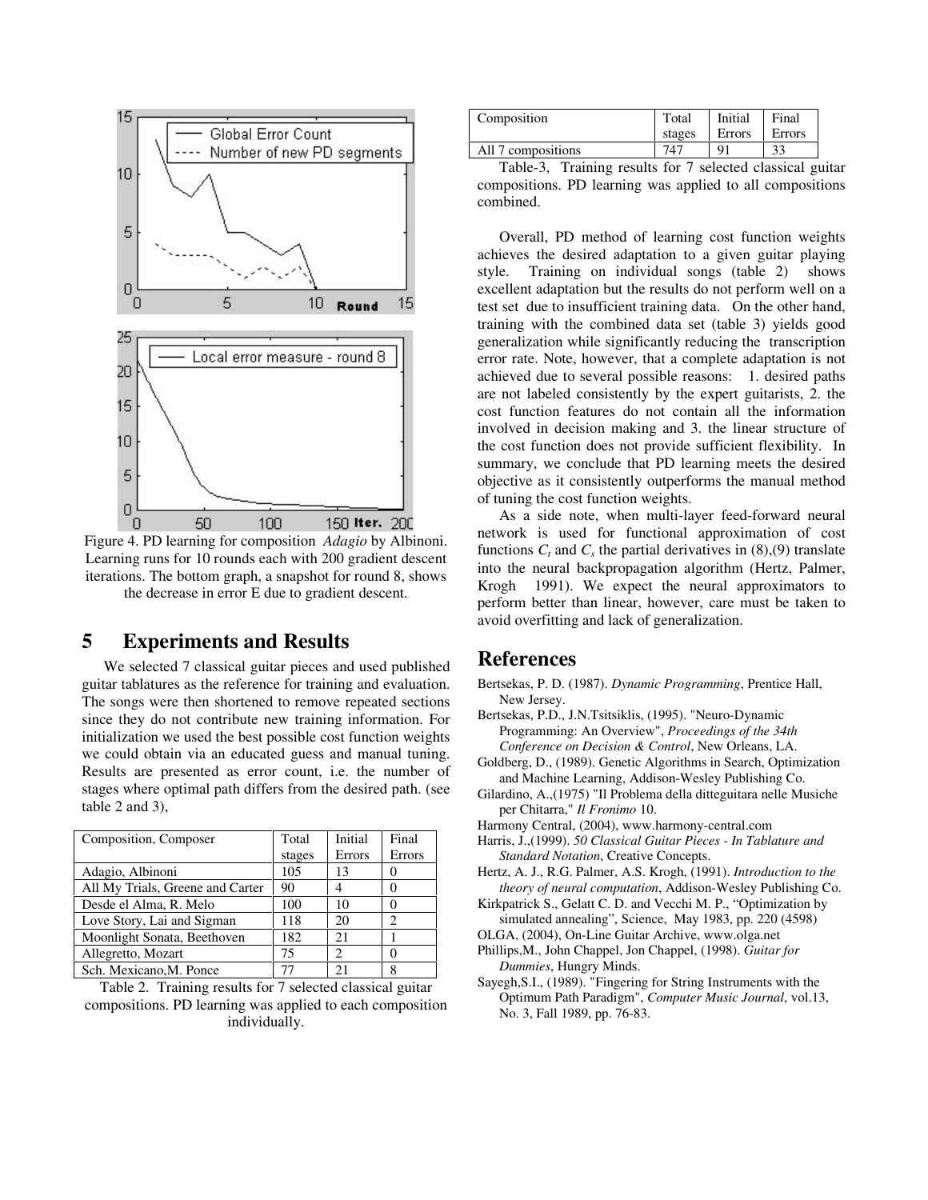15

Global Error Count

Number of new PD segments

10

5

0

0 5 10 Round 15

25

Local error measure - round 8

20

15

10

5

0

0 50 100 150 Iter. 200

Figure 4. PD learning for composition *Adagio* by Albinoni. Learning runs for 10 rounds each with 200 gradient descent iterations. The bottom graph, a snapshot for round 8, shows the decrease in error E due to gradient descent.

## 5 Experiments and Results

We selected 7 classical guitar pieces and used published guitar tablatures as the reference for training and evaluation. The songs were then shortened to remove repeated sections since they do not contribute new training information. For initialization we used the best possible cost function weights we could obtain via an educated guess and manual tuning. Results are presented as error count, i.e. the number of stages where optimal path differs from the desired path. (see table 2 and 3),

| Composition, Composer | Total stages | Initial Errors | Final Errors |
|---|---|---|---|
| Adagio, Albinoni | 105 | 13 | 0 |
| All My Trials, Greene and Carter | 90 | 4 | 0 |
| Desde el Alma, R. Melo | 100 | 10 | 0 |
| Love Story, Lai and Sigman | 118 | 20 | 2 |
| Moonlight Sonata, Beethoven | 182 | 21 | 1 |
| Allegretto, Mozart | 75 | 2 | 0 |
| Sch. Mexicano,M. Ponce | 77 | 21 | 8 |

Table 2. Training results for 7 selected classical guitar compositions. PD learning was applied to each composition individually.

| Composition | Total stages | Initial Errors | Final Errors |
|---|---|---|---|
| All 7 compositions | 747 | 91 | 33 |

Table-3, Training results for 7 selected classical guitar compositions. PD learning was applied to all compositions combined.

Overall, PD method of learning cost function weights achieves the desired adaptation to a given guitar playing style. Training on individual songs (table 2) shows excellent adaptation but the results do not perform well on a test set due to insufficient training data. On the other hand, training with the combined data set (table 3) yields good generalization while significantly reducing the transcription error rate. Note, however, that a complete adaptation is not achieved due to several possible reasons: 1. desired paths are not labeled consistently by the expert guitarists, 2. the cost function features do not contain all the information involved in decision making and 3. the linear structure of the cost function does not provide sufficient flexibility. In summary, we conclude that PD learning meets the desired objective as it consistently outperforms the manual method of tuning the cost function weights.

As a side note, when multi-layer feed-forward neural network is used for functional approximation of cost functions $C_t$ and $C_s$ the partial derivatives in (8),(9) translate into the neural backpropagation algorithm (Hertz, Palmer, Krogh 1991). We expect the neural approximators to perform better than linear, however, care must be taken to avoid overfitting and lack of generalization.

## References

Bertsekas, P. D. (1987). *Dynamic Programming*, Prentice Hall, New Jersey.

Bertsekas, P.D., J.N.Tsitsiklis, (1995). "Neuro-Dynamic Programming: An Overview", *Proceedings of the 34th Conference on Decision & Control*, New Orleans, LA.

Goldberg, D., (1989). Genetic Algorithms in Search, Optimization and Machine Learning, Addison-Wesley Publishing Co.

Gilardino, A.,(1975) "Il Problema della ditteguitara nelle Musiche per Chitarra," *Il Fronimo* 10.

Harmony Central, (2004), www.harmony-central.com

Harris, J.,(1999). *50 Classical Guitar Pieces - In Tablature and Standard Notation*, Creative Concepts.

Hertz, A. J., R.G. Palmer, A.S. Krogh, (1991). *Introduction to the theory of neural computation*, Addison-Wesley Publishing Co.

Kirkpatrick S., Gelatt C. D. and Vecchi M. P., "Optimization by simulated annealing", Science, May 1983, pp. 220 (4598)

OLGA, (2004), On-Line Guitar Archive, www.olga.net

Phillips,M., John Chappel, Jon Chappel, (1998). *Guitar for Dummies*, Hungry Minds.

Sayegh,S.I., (1989). "Fingering for String Instruments with the Optimum Path Paradigm", *Computer Music Journal*, vol.13, No. 3, Fall 1989, pp. 76-83.